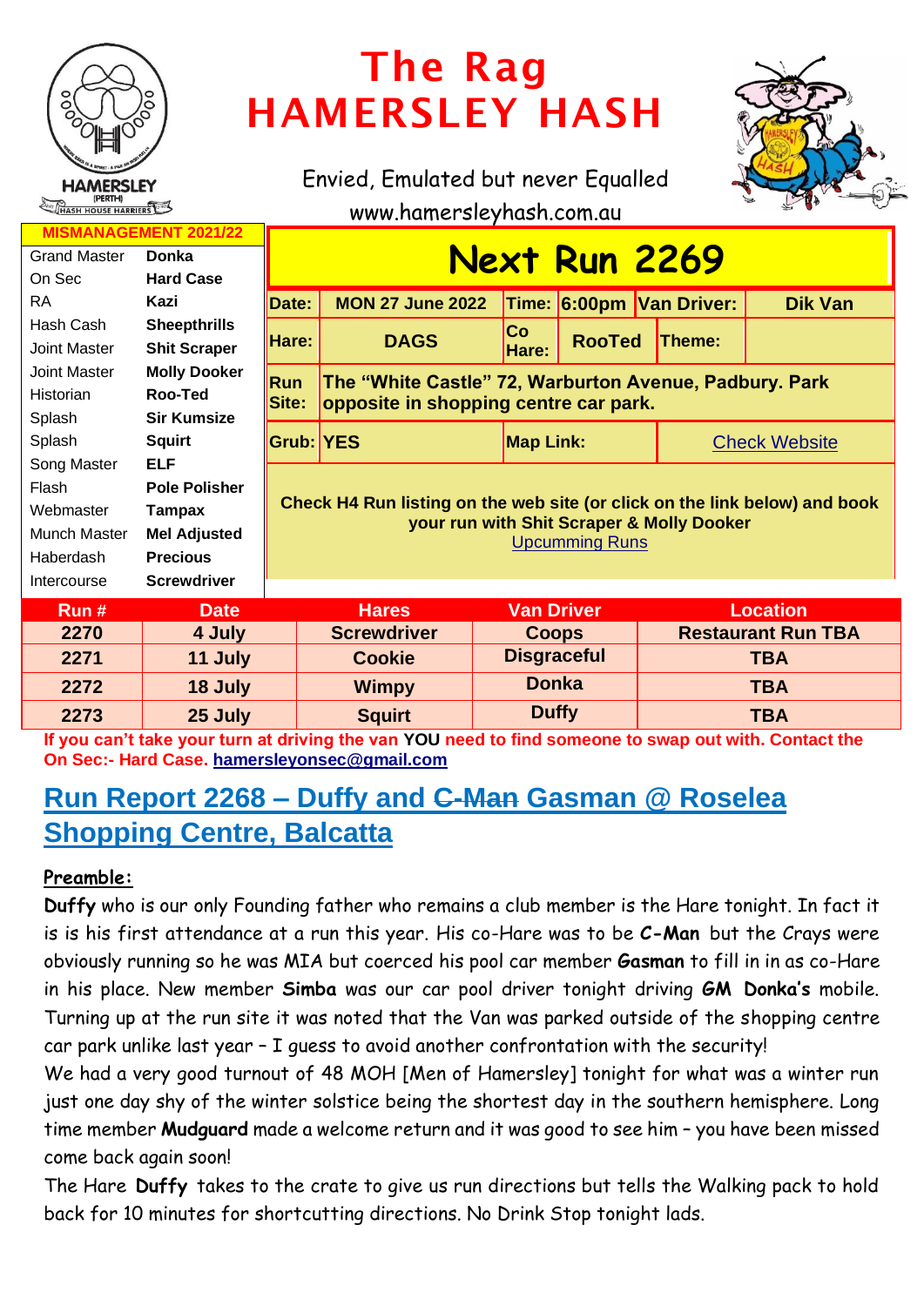# The Rag
# HAMERSLEY HASH

Envied, Emulated but never Equalled

www.hamersleyhash.com.au

| MISMANAGEMENT 2021/22 | |
|---|---|
| Grand Master | **Donka** |
| On Sec | **Hard Case** |
| RA | **Kazi** |
| Hash Cash | **Sheepthrills** |
| Joint Master | **Shit Scraper** |
| Joint Master | **Molly Dooker** |
| Historian | **Roo-Ted** |
| Splash | **Sir Kumsize** |
| Splash | **Squirt** |
| Song Master | **ELF** |
| Flash | **Pole Polisher** |
| Webmaster | **Tampax** |
| Munch Master | **Mel Adjusted** |
| Haberdash | **Precious** |
| Intercourse | **Screwdriver** |

## Next Run 2269

| | | | | | |
|---|---|---|---|---|---|
| **Date:** | **MON 27 June 2022** | **Time:** | **6:00pm** | **Van Driver:** | **Dik Van** |
| **Hare:** | **DAGS** | **Co Hare:** | **RooTed** | **Theme:** | |
| **Run Site:** | **The "White Castle" 72, Warburton Avenue, Padbury. Park opposite in shopping centre car park.** | | | | |
| **Grub:** | **YES** | **Map Link:** | | Check Website | |

**Check H4 Run listing on the web site (or click on the link below) and book your run with Shit Scraper & Molly Dooker**

Upcumming Runs

| Run # | Date | Hares | Van Driver | Location |
|---|---|---|---|---|
| 2270 | 4 July | Screwdriver | Coops | Restaurant Run TBA |
| 2271 | 11 July | Cookie | Disgraceful | TBA |
| 2272 | 18 July | Wimpy | Donka | TBA |
| 2273 | 25 July | Squirt | Duffy | TBA |

**If you can't take your turn at driving the van YOU need to find someone to swap out with. Contact the On Sec:- Hard Case. hamersleyonsec@gmail.com**

## Run Report 2268 – Duffy and ~~C-Man~~ Gasman @ Roselea Shopping Centre, Balcatta

**Preamble:**

**Duffy** who is our only Founding father who remains a club member is the Hare tonight. In fact it is is his first attendance at a run this year. His co-Hare was to be **C-Man** but the Crays were obviously running so he was MIA but coerced his pool car member **Gasman** to fill in in as co-Hare in his place. New member **Simba** was our car pool driver tonight driving **GM Donka's** mobile. Turning up at the run site it was noted that the Van was parked outside of the shopping centre car park unlike last year – I guess to avoid another confrontation with the security!

We had a very good turnout of 48 MOH [Men of Hamersley] tonight for what was a winter run just one day shy of the winter solstice being the shortest day in the southern hemisphere. Long time member **Mudguard** made a welcome return and it was good to see him – you have been missed come back again soon!

The Hare **Duffy** takes to the crate to give us run directions but tells the Walking pack to hold back for 10 minutes for shortcutting directions. No Drink Stop tonight lads.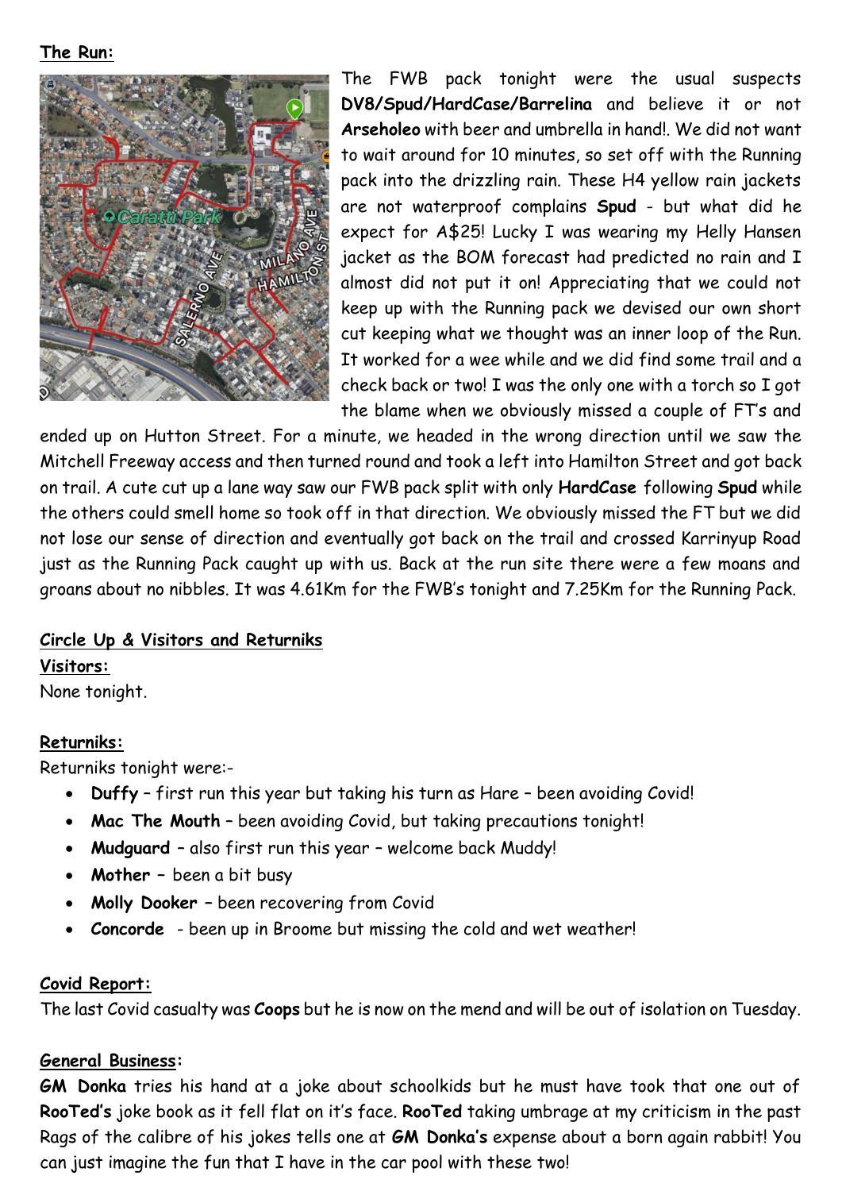**The Run:**

The FWB pack tonight were the usual suspects **DV8/Spud/HardCase/Barrelina** and believe it or not **Arseholeo** with beer and umbrella in hand!. We did not want to wait around for 10 minutes, so set off with the Running pack into the drizzling rain. These H4 yellow rain jackets are not waterproof complains **Spud** - but what did he expect for A$25! Lucky I was wearing my Helly Hansen jacket as the BOM forecast had predicted no rain and I almost did not put it on! Appreciating that we could not keep up with the Running pack we devised our own short cut keeping what we thought was an inner loop of the Run. It worked for a wee while and we did find some trail and a check back or two! I was the only one with a torch so I got the blame when we obviously missed a couple of FT's and ended up on Hutton Street. For a minute, we headed in the wrong direction until we saw the Mitchell Freeway access and then turned round and took a left into Hamilton Street and got back on trail. A cute cut up a lane way saw our FWB pack split with only **HardCase** following **Spud** while the others could smell home so took off in that direction. We obviously missed the FT but we did not lose our sense of direction and eventually got back on the trail and crossed Karrinyup Road just as the Running Pack caught up with us. Back at the run site there were a few moans and groans about no nibbles. It was 4.61Km for the FWB's tonight and 7.25Km for the Running Pack.

**Circle Up & Visitors and Returniks**

**Visitors:**

None tonight.

**Returniks:**

Returniks tonight were:-

- **Duffy** – first run this year but taking his turn as Hare – been avoiding Covid!
- **Mac The Mouth** – been avoiding Covid, but taking precautions tonight!
- **Mudguard** – also first run this year – welcome back Muddy!
- **Mother** – been a bit busy
- **Molly Dooker** – been recovering from Covid
- **Concorde** - been up in Broome but missing the cold and wet weather!

**Covid Report:**

The last Covid casualty was **Coops** but he is now on the mend and will be out of isolation on Tuesday.

**General Business:**

**GM Donka** tries his hand at a joke about schoolkids but he must have took that one out of **RooTed's** joke book as it fell flat on it's face. **RooTed** taking umbrage at my criticism in the past Rags of the calibre of his jokes tells one at **GM Donka's** expense about a born again rabbit! You can just imagine the fun that I have in the car pool with these two!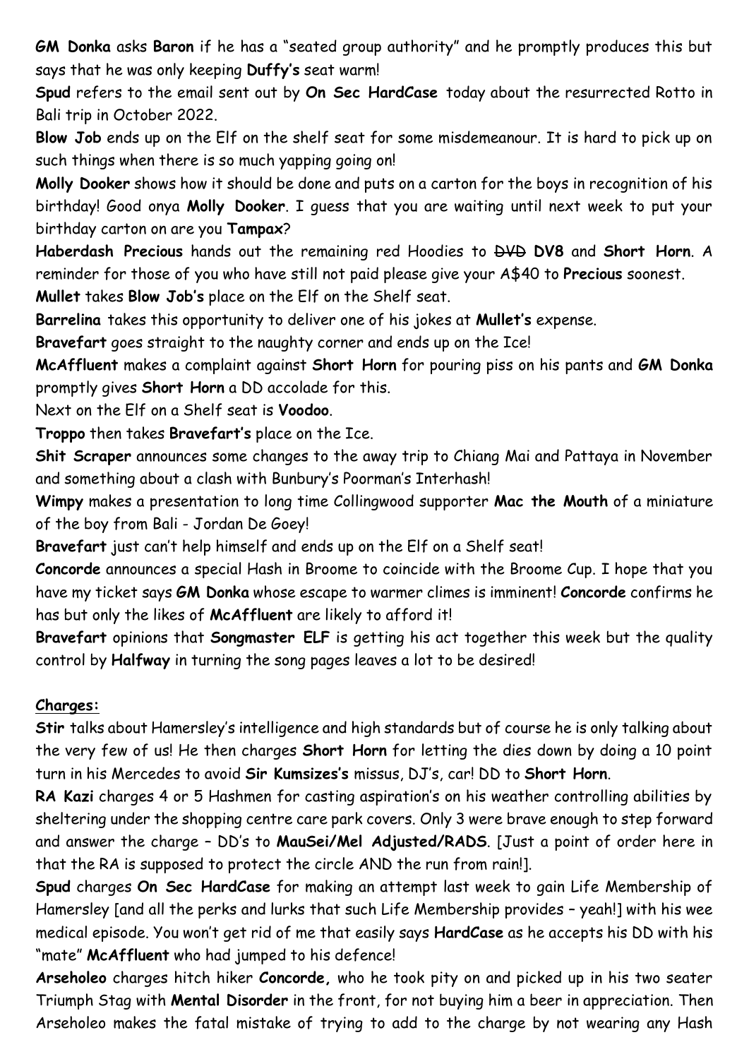**GM Donka** asks **Baron** if he has a "seated group authority" and he promptly produces this but says that he was only keeping **Duffy's** seat warm!

**Spud** refers to the email sent out by **On Sec HardCase** today about the resurrected Rotto in Bali trip in October 2022.

**Blow Job** ends up on the Elf on the shelf seat for some misdemeanour. It is hard to pick up on such things when there is so much yapping going on!

**Molly Dooker** shows how it should be done and puts on a carton for the boys in recognition of his birthday! Good onya **Molly Dooker**. I guess that you are waiting until next week to put your birthday carton on are you **Tampax**?

**Haberdash Precious** hands out the remaining red Hoodies to ~~DVD~~ **DV8** and **Short Horn**. A reminder for those of you who have still not paid please give your A$40 to **Precious** soonest.

**Mullet** takes **Blow Job's** place on the Elf on the Shelf seat.

**Barrelina** takes this opportunity to deliver one of his jokes at **Mullet's** expense.

**Bravefart** goes straight to the naughty corner and ends up on the Ice!

**McAffluent** makes a complaint against **Short Horn** for pouring piss on his pants and **GM Donka** promptly gives **Short Horn** a DD accolade for this.

Next on the Elf on a Shelf seat is **Voodoo**.

**Troppo** then takes **Bravefart's** place on the Ice.

**Shit Scraper** announces some changes to the away trip to Chiang Mai and Pattaya in November and something about a clash with Bunbury's Poorman's Interhash!

**Wimpy** makes a presentation to long time Collingwood supporter **Mac the Mouth** of a miniature of the boy from Bali - Jordan De Goey!

**Bravefart** just can't help himself and ends up on the Elf on a Shelf seat!

**Concorde** announces a special Hash in Broome to coincide with the Broome Cup. I hope that you have my ticket says **GM Donka** whose escape to warmer climes is imminent! **Concorde** confirms he has but only the likes of **McAffluent** are likely to afford it!

**Bravefart** opinions that **Songmaster ELF** is getting his act together this week but the quality control by **Halfway** in turning the song pages leaves a lot to be desired!

**<u>Charges:</u>**

**Stir** talks about Hamersley's intelligence and high standards but of course he is only talking about the very few of us! He then charges **Short Horn** for letting the dies down by doing a 10 point turn in his Mercedes to avoid **Sir Kumsizes's** missus, DJ's, car! DD to **Short Horn**.

**RA Kazi** charges 4 or 5 Hashmen for casting aspiration's on his weather controlling abilities by sheltering under the shopping centre care park covers. Only 3 were brave enough to step forward and answer the charge – DD's to **MauSei/Mel Adjusted/RADS**. [Just a point of order here in that the RA is supposed to protect the circle AND the run from rain!].

**Spud** charges **On Sec HardCase** for making an attempt last week to gain Life Membership of Hamersley [and all the perks and lurks that such Life Membership provides – yeah!] with his wee medical episode. You won't get rid of me that easily says **HardCase** as he accepts his DD with his "mate" **McAffluent** who had jumped to his defence!

**Arseholeo** charges hitch hiker **Concorde,** who he took pity on and picked up in his two seater Triumph Stag with **Mental Disorder** in the front, for not buying him a beer in appreciation. Then Arseholeo makes the fatal mistake of trying to add to the charge by not wearing any Hash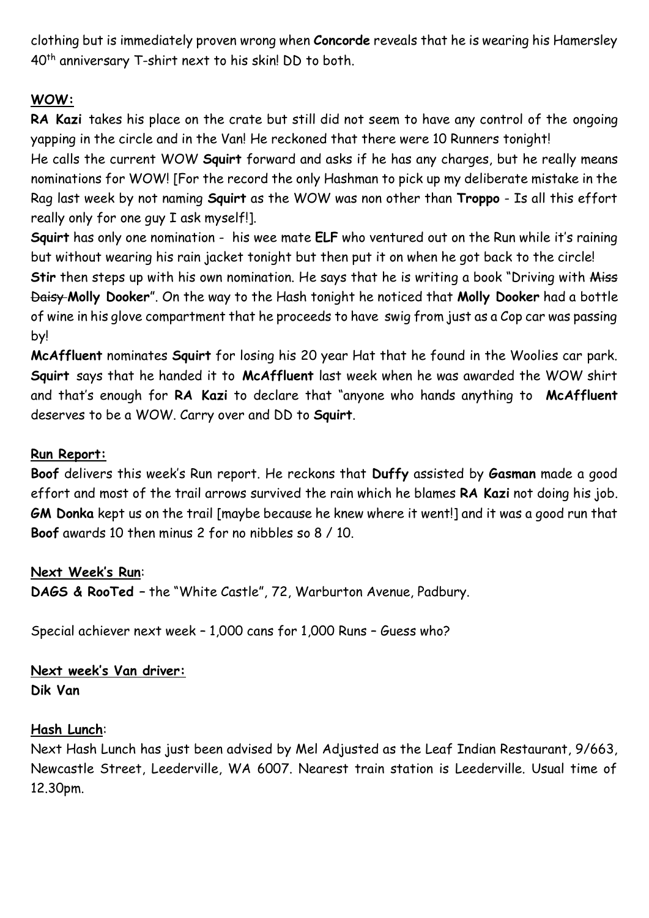clothing but is immediately proven wrong when **Concorde** reveals that he is wearing his Hamersley 40th anniversary T-shirt next to his skin! DD to both.

**WOW:**

**RA Kazi** takes his place on the crate but still did not seem to have any control of the ongoing yapping in the circle and in the Van! He reckoned that there were 10 Runners tonight!

He calls the current WOW **Squirt** forward and asks if he has any charges, but he really means nominations for WOW! [For the record the only Hashman to pick up my deliberate mistake in the Rag last week by not naming **Squirt** as the WOW was non other than **Troppo** - Is all this effort really only for one guy I ask myself!].

**Squirt** has only one nomination - his wee mate **ELF** who ventured out on the Run while it's raining but without wearing his rain jacket tonight but then put it on when he got back to the circle!

**Stir** then steps up with his own nomination. He says that he is writing a book "Driving with ~~Miss Daisy~~ **Molly Dooker**". On the way to the Hash tonight he noticed that **Molly Dooker** had a bottle of wine in his glove compartment that he proceeds to have swig from just as a Cop car was passing by!

**McAffluent** nominates **Squirt** for losing his 20 year Hat that he found in the Woolies car park. **Squirt** says that he handed it to **McAffluent** last week when he was awarded the WOW shirt and that's enough for **RA Kazi** to declare that "anyone who hands anything to **McAffluent** deserves to be a WOW. Carry over and DD to **Squirt**.

**Run Report:**

**Boof** delivers this week's Run report. He reckons that **Duffy** assisted by **Gasman** made a good effort and most of the trail arrows survived the rain which he blames **RA Kazi** not doing his job. **GM Donka** kept us on the trail [maybe because he knew where it went!] and it was a good run that **Boof** awards 10 then minus 2 for no nibbles so 8 / 10.

**Next Week's Run**:

**DAGS & RooTed** – the "White Castle", 72, Warburton Avenue, Padbury.

Special achiever next week – 1,000 cans for 1,000 Runs – Guess who?

**Next week's Van driver:**

**Dik Van**

**Hash Lunch**:

Next Hash Lunch has just been advised by Mel Adjusted as the Leaf Indian Restaurant, 9/663, Newcastle Street, Leederville, WA 6007. Nearest train station is Leederville. Usual time of 12.30pm.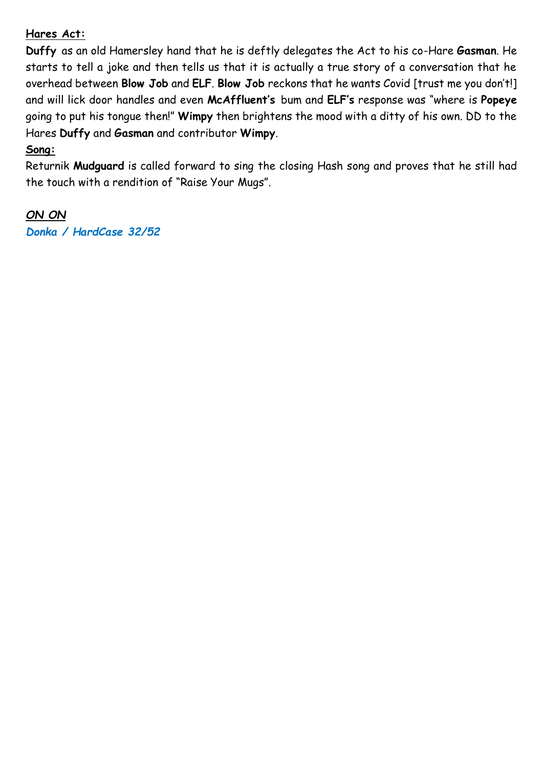**Hares Act:**

**Duffy** as an old Hamersley hand that he is deftly delegates the Act to his co-Hare **Gasman**. He starts to tell a joke and then tells us that it is actually a true story of a conversation that he overhead between **Blow Job** and **ELF**. **Blow Job** reckons that he wants Covid [trust me you don't!] and will lick door handles and even **McAffluent's** bum and **ELF's** response was "where is **Popeye** going to put his tongue then!" **Wimpy** then brightens the mood with a ditty of his own. DD to the Hares **Duffy** and **Gasman** and contributor **Wimpy**.

**Song:**

Returnik **Mudguard** is called forward to sing the closing Hash song and proves that he still had the touch with a rendition of "Raise Your Mugs".

***ON ON***

***Donka / HardCase 32/52***